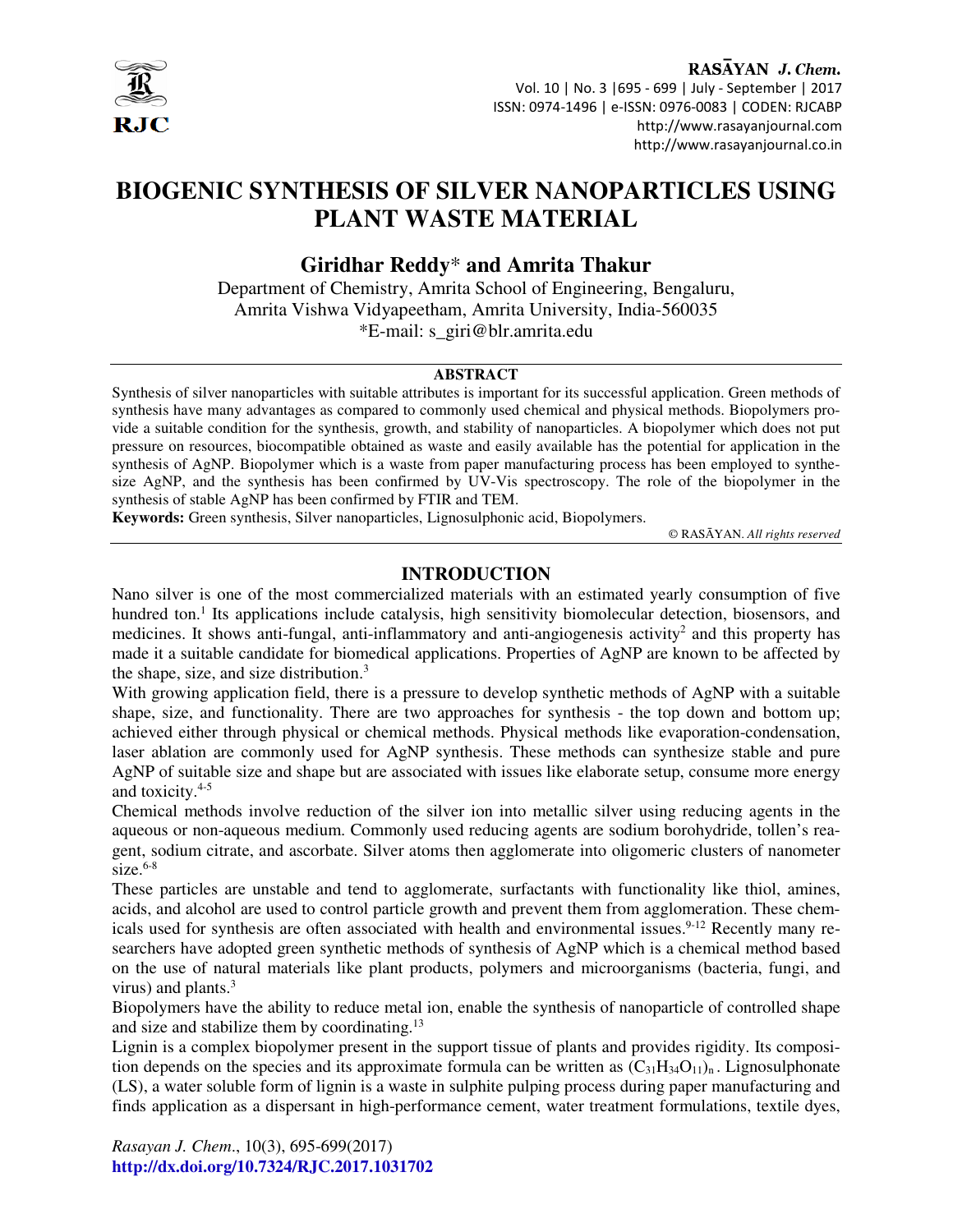# BIOGENIC SYNTHESIS OF SILVER NANOPARTICLES USING PLANT WASTE MATERIAL

**Giridhar Reddy*** **and Amrita Thakur**

Department of Chemistry, Amrita School of Engineering, Bengaluru,
Amrita Vishwa Vidyapeetham, Amrita University, India-560035
*E-mail: s_giri@blr.amrita.edu

## ABSTRACT

Synthesis of silver nanoparticles with suitable attributes is important for its successful application. Green methods of synthesis have many advantages as compared to commonly used chemical and physical methods. Biopolymers provide a suitable condition for the synthesis, growth, and stability of nanoparticles. A biopolymer which does not put pressure on resources, biocompatible obtained as waste and easily available has the potential for application in the synthesis of AgNP. Biopolymer which is a waste from paper manufacturing process has been employed to synthesize AgNP, and the synthesis has been confirmed by UV-Vis spectroscopy. The role of the biopolymer in the synthesis of stable AgNP has been confirmed by FTIR and TEM.

**Keywords:** Green synthesis, Silver nanoparticles, Lignosulphonic acid, Biopolymers.

© RASĀYAN. *All rights reserved*

## INTRODUCTION

Nano silver is one of the most commercialized materials with an estimated yearly consumption of five hundred ton.[1] Its applications include catalysis, high sensitivity biomolecular detection, biosensors, and medicines. It shows anti-fungal, anti-inflammatory and anti-angiogenesis activity[2] and this property has made it a suitable candidate for biomedical applications. Properties of AgNP are known to be affected by the shape, size, and size distribution.[3]

With growing application field, there is a pressure to develop synthetic methods of AgNP with a suitable shape, size, and functionality. There are two approaches for synthesis - the top down and bottom up; achieved either through physical or chemical methods. Physical methods like evaporation-condensation, laser ablation are commonly used for AgNP synthesis. These methods can synthesize stable and pure AgNP of suitable size and shape but are associated with issues like elaborate setup, consume more energy and toxicity.[4-5]

Chemical methods involve reduction of the silver ion into metallic silver using reducing agents in the aqueous or non-aqueous medium. Commonly used reducing agents are sodium borohydride, tollen's reagent, sodium citrate, and ascorbate. Silver atoms then agglomerate into oligomeric clusters of nanometer size.[6-8]

These particles are unstable and tend to agglomerate, surfactants with functionality like thiol, amines, acids, and alcohol are used to control particle growth and prevent them from agglomeration. These chemicals used for synthesis are often associated with health and environmental issues.[9-12] Recently many researchers have adopted green synthetic methods of synthesis of AgNP which is a chemical method based on the use of natural materials like plant products, polymers and microorganisms (bacteria, fungi, and virus) and plants.[3]

Biopolymers have the ability to reduce metal ion, enable the synthesis of nanoparticle of controlled shape and size and stabilize them by coordinating.[13]

Lignin is a complex biopolymer present in the support tissue of plants and provides rigidity. Its composition depends on the species and its approximate formula can be written as $(C_{31}H_{34}O_{11})_n$. Lignosulphonate (LS), a water soluble form of lignin is a waste in sulphite pulping process during paper manufacturing and finds application as a dispersant in high-performance cement, water treatment formulations, textile dyes,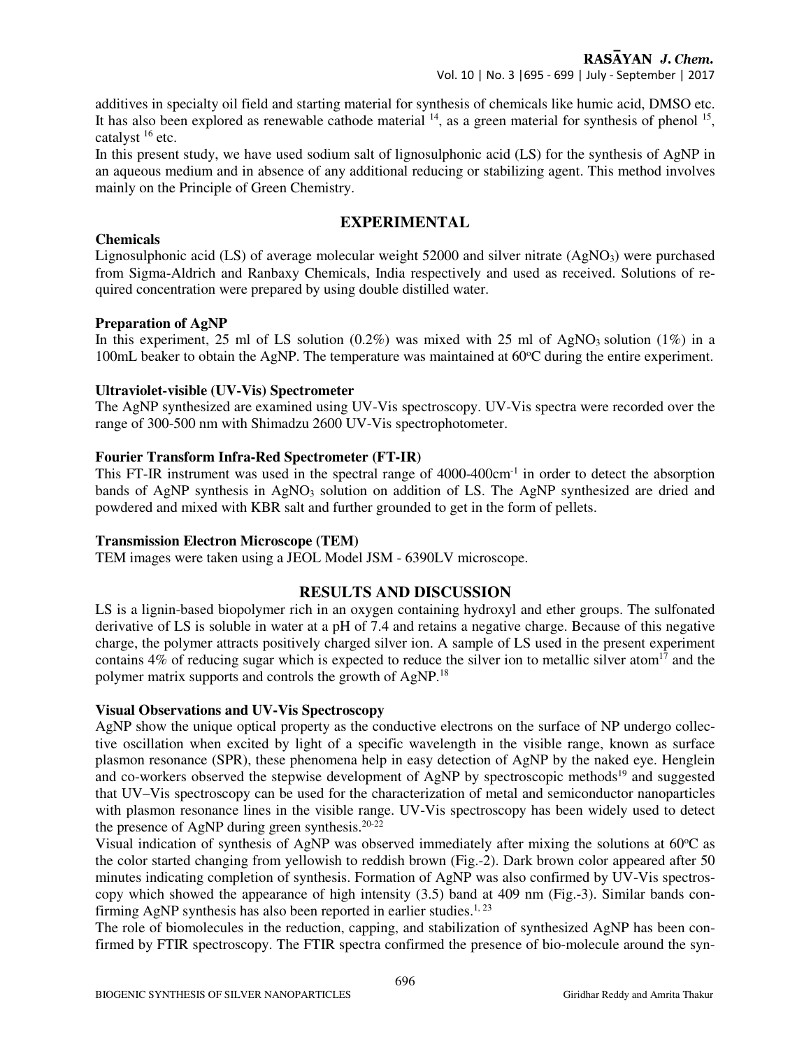additives in specialty oil field and starting material for synthesis of chemicals like humic acid, DMSO etc. It has also been explored as renewable cathode material [14], as a green material for synthesis of phenol [15], catalyst [16] etc.

In this present study, we have used sodium salt of lignosulphonic acid (LS) for the synthesis of AgNP in an aqueous medium and in absence of any additional reducing or stabilizing agent. This method involves mainly on the Principle of Green Chemistry.

## EXPERIMENTAL

### Chemicals

Lignosulphonic acid (LS) of average molecular weight 52000 and silver nitrate ($AgNO_3$) were purchased from Sigma-Aldrich and Ranbaxy Chemicals, India respectively and used as received. Solutions of required concentration were prepared by using double distilled water.

### Preparation of AgNP

In this experiment, 25 ml of LS solution (0.2%) was mixed with 25 ml of $AgNO_3$ solution (1%) in a 100mL beaker to obtain the AgNP. The temperature was maintained at 60°C during the entire experiment.

### Ultraviolet-visible (UV-Vis) Spectrometer

The AgNP synthesized are examined using UV-Vis spectroscopy. UV-Vis spectra were recorded over the range of 300-500 nm with Shimadzu 2600 UV-Vis spectrophotometer.

### Fourier Transform Infra-Red Spectrometer (FT-IR)

This FT-IR instrument was used in the spectral range of 4000-400cm$^{-1}$ in order to detect the absorption bands of AgNP synthesis in $AgNO_3$ solution on addition of LS. The AgNP synthesized are dried and powdered and mixed with KBR salt and further grounded to get in the form of pellets.

### Transmission Electron Microscope (TEM)

TEM images were taken using a JEOL Model JSM - 6390LV microscope.

## RESULTS AND DISCUSSION

LS is a lignin-based biopolymer rich in an oxygen containing hydroxyl and ether groups. The sulfonated derivative of LS is soluble in water at a pH of 7.4 and retains a negative charge. Because of this negative charge, the polymer attracts positively charged silver ion. A sample of LS used in the present experiment contains 4% of reducing sugar which is expected to reduce the silver ion to metallic silver atom[17] and the polymer matrix supports and controls the growth of AgNP.[18]

### Visual Observations and UV-Vis Spectroscopy

AgNP show the unique optical property as the conductive electrons on the surface of NP undergo collective oscillation when excited by light of a specific wavelength in the visible range, known as surface plasmon resonance (SPR), these phenomena help in easy detection of AgNP by the naked eye. Henglein and co-workers observed the stepwise development of AgNP by spectroscopic methods[19] and suggested that UV–Vis spectroscopy can be used for the characterization of metal and semiconductor nanoparticles with plasmon resonance lines in the visible range. UV-Vis spectroscopy has been widely used to detect the presence of AgNP during green synthesis.[20-22]

Visual indication of synthesis of AgNP was observed immediately after mixing the solutions at 60°C as the color started changing from yellowish to reddish brown (Fig.-2). Dark brown color appeared after 50 minutes indicating completion of synthesis. Formation of AgNP was also confirmed by UV-Vis spectroscopy which showed the appearance of high intensity (3.5) band at 409 nm (Fig.-3). Similar bands confirming AgNP synthesis has also been reported in earlier studies.[1, 23]

The role of biomolecules in the reduction, capping, and stabilization of synthesized AgNP has been confirmed by FTIR spectroscopy. The FTIR spectra confirmed the presence of bio-molecule around the syn-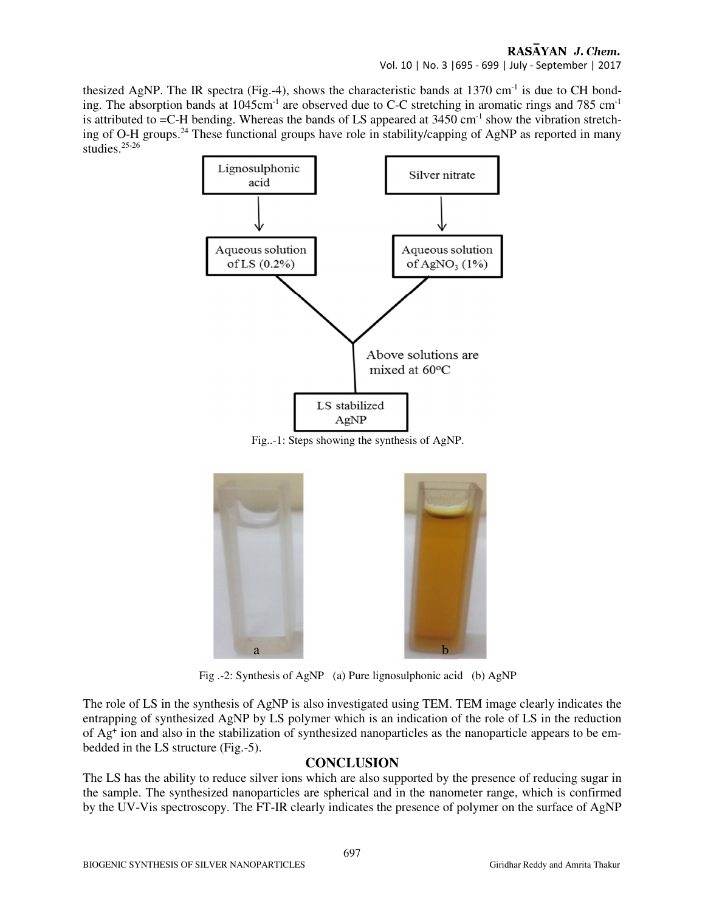thesized AgNP. The IR spectra (Fig.-4), shows the characteristic bands at 1370 $cm^{-1}$ is due to CH bonding. The absorption bands at 1045$cm^{-1}$ are observed due to C-C stretching in aromatic rings and 785 $cm^{-1}$ is attributed to =C-H bending. Whereas the bands of LS appeared at 3450 $cm^{-1}$ show the vibration stretching of O-H groups.[24] These functional groups have role in stability/capping of AgNP as reported in many studies.[25-26]

Lignosulphonic acid → Aqueous solution of LS (0.2%)

Silver nitrate → Aqueous solution of $AgNO_3$ (1%)

Above solutions are mixed at 60°C → LS stabilized AgNP

Fig..-1: Steps showing the synthesis of AgNP.

Fig .-2: Synthesis of AgNP (a) Pure lignosulphonic acid (b) AgNP

The role of LS in the synthesis of AgNP is also investigated using TEM. TEM image clearly indicates the entrapping of synthesized AgNP by LS polymer which is an indication of the role of LS in the reduction of $Ag^+$ ion and also in the stabilization of synthesized nanoparticles as the nanoparticle appears to be embedded in the LS structure (Fig.-5).

## CONCLUSION

The LS has the ability to reduce silver ions which are also supported by the presence of reducing sugar in the sample. The synthesized nanoparticles are spherical and in the nanometer range, which is confirmed by the UV-Vis spectroscopy. The FT-IR clearly indicates the presence of polymer on the surface of AgNP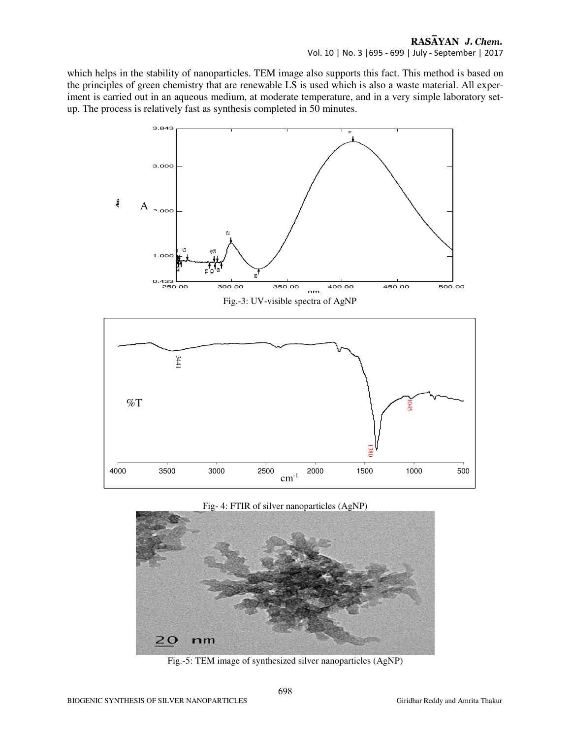which helps in the stability of nanoparticles. TEM image also supports this fact. This method is based on the principles of green chemistry that are renewable LS is used which is also a waste material. All experiment is carried out in an aqueous medium, at moderate temperature, and in a very simple laboratory set-up. The process is relatively fast as synthesis completed in 50 minutes.

Fig.-3: UV-visible spectra of AgNP

Fig- 4: FTIR of silver nanoparticles (AgNP)

Fig.-5: TEM image of synthesized silver nanoparticles (AgNP)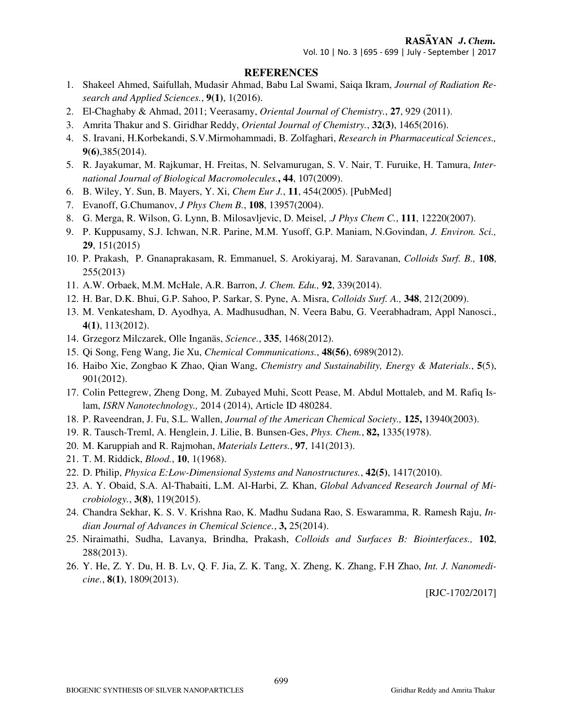## REFERENCES

1. Shakeel Ahmed, Saifullah, Mudasir Ahmad, Babu Lal Swami, Saiqa Ikram, *Journal of Radiation Research and Applied Sciences.*, **9(1)**, 1(2016).
2. El-Chaghaby & Ahmad, 2011; Veerasamy, *Oriental Journal of Chemistry.*, **27**, 929 (2011).
3. Amrita Thakur and S. Giridhar Reddy, *Oriental Journal of Chemistry.*, **32(3)**, 1465(2016).
4. S. Iravani, H.Korbekandi, S.V.Mirmohammadi, B. Zolfaghari, *Research in Pharmaceutical Sciences.,* **9(6)**,385(2014).
5. R. Jayakumar, M. Rajkumar, H. Freitas, N. Selvamurugan, S. V. Nair, T. Furuike, H. Tamura, *International Journal of Biological Macromolecules.***, 44**, 107(2009).
6. B. Wiley, Y. Sun, B. Mayers, Y. Xi, *Chem Eur J.*, **11**, 454(2005). [PubMed]
7. Evanoff, G.Chumanov, *J Phys Chem B.*, **108**, 13957(2004).
8. G. Merga, R. Wilson, G. Lynn, B. Milosavljevic, D. Meisel, *.J Phys Chem C.*, **111**, 12220(2007).
9. P. Kuppusamy, S.J. Ichwan, N.R. Parine, M.M. Yusoff, G.P. Maniam, N.Govindan, *J. Environ. Sci.,* **29**, 151(2015)
10. P. Prakash, P. Gnanaprakasam, R. Emmanuel, S. Arokiyaraj, M. Saravanan, *Colloids Surf. B.,* **108**, 255(2013)
11. A.W. Orbaek, M.M. McHale, A.R. Barron, *J. Chem. Edu.,* **92**, 339(2014).
12. H. Bar, D.K. Bhui, G.P. Sahoo, P. Sarkar, S. Pyne, A. Misra, *Colloids Surf. A.,* **348**, 212(2009).
13. M. Venkatesham, D. Ayodhya, A. Madhusudhan, N. Veera Babu, G. Veerabhadram, Appl Nanosci., **4(1)**, 113(2012).
14. Grzegorz Milczarek, Olle Inganäs, *Science.*, **335**, 1468(2012).
15. Qi Song, Feng Wang, Jie Xu, *Chemical Communications.*, **48(56)**, 6989(2012).
16. Haibo Xie, Zongbao K Zhao, Qian Wang, *Chemistry and Sustainability, Energy & Materials.*, **5**(5), 901(2012).
17. Colin Pettegrew, Zheng Dong, M. Zubayed Muhi, Scott Pease, M. Abdul Mottaleb, and M. Rafiq Islam, *ISRN Nanotechnology.,* 2014 (2014), Article ID 480284.
18. P. Raveendran, J. Fu, S.L. Wallen, *Journal of the American Chemical Society.,* **125,** 13940(2003).
19. R. Tausch-Treml, A. Henglein, J. Lilie, B. Bunsen-Ges, *Phys. Chem.*, **82,** 1335(1978).
20. M. Karuppiah and R. Rajmohan, *Materials Letters.*, **97**, 141(2013).
21. T. M. Riddick, *Blood.*, **10**, 1(1968).
22. D. Philip, *Physica E:Low-Dimensional Systems and Nanostructures.*, **42(5)**, 1417(2010).
23. A. Y. Obaid, S.A. Al-Thabaiti, L.M. Al-Harbi, Z. Khan, *Global Advanced Research Journal of Microbiology.*, **3(8)**, 119(2015).
24. Chandra Sekhar, K. S. V. Krishna Rao, K. Madhu Sudana Rao, S. Eswaramma, R. Ramesh Raju, *Indian Journal of Advances in Chemical Science.*, **3,** 25(2014).
25. Niraimathi, Sudha, Lavanya, Brindha, Prakash, *Colloids and Surfaces B: Biointerfaces.,* **102**, 288(2013).
26. Y. He, Z. Y. Du, H. B. Lv, Q. F. Jia, Z. K. Tang, X. Zheng, K. Zhang, F.H Zhao, *Int. J. Nanomedicine.*, **8(1)**, 1809(2013).

[RJC-1702/2017]